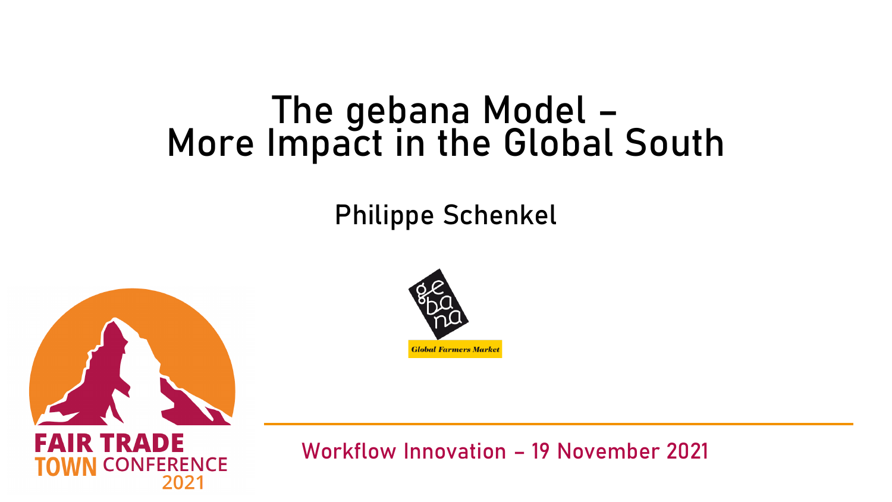# The gebana Model – More Impact in the Global South

Philippe Schenkel

gebana

Global Farmers Market

FAIR TRADE TOWN CONFERENCE 2021

Workflow Innovation – 19 November 2021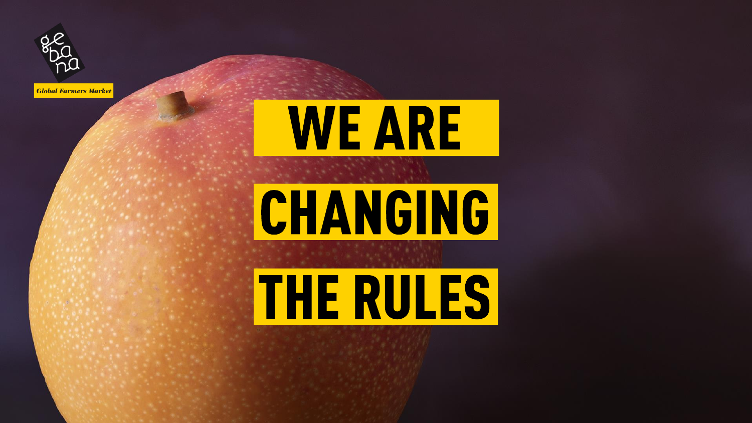gebana

Global Farmers Market

# WE ARE CHANGING THE RULES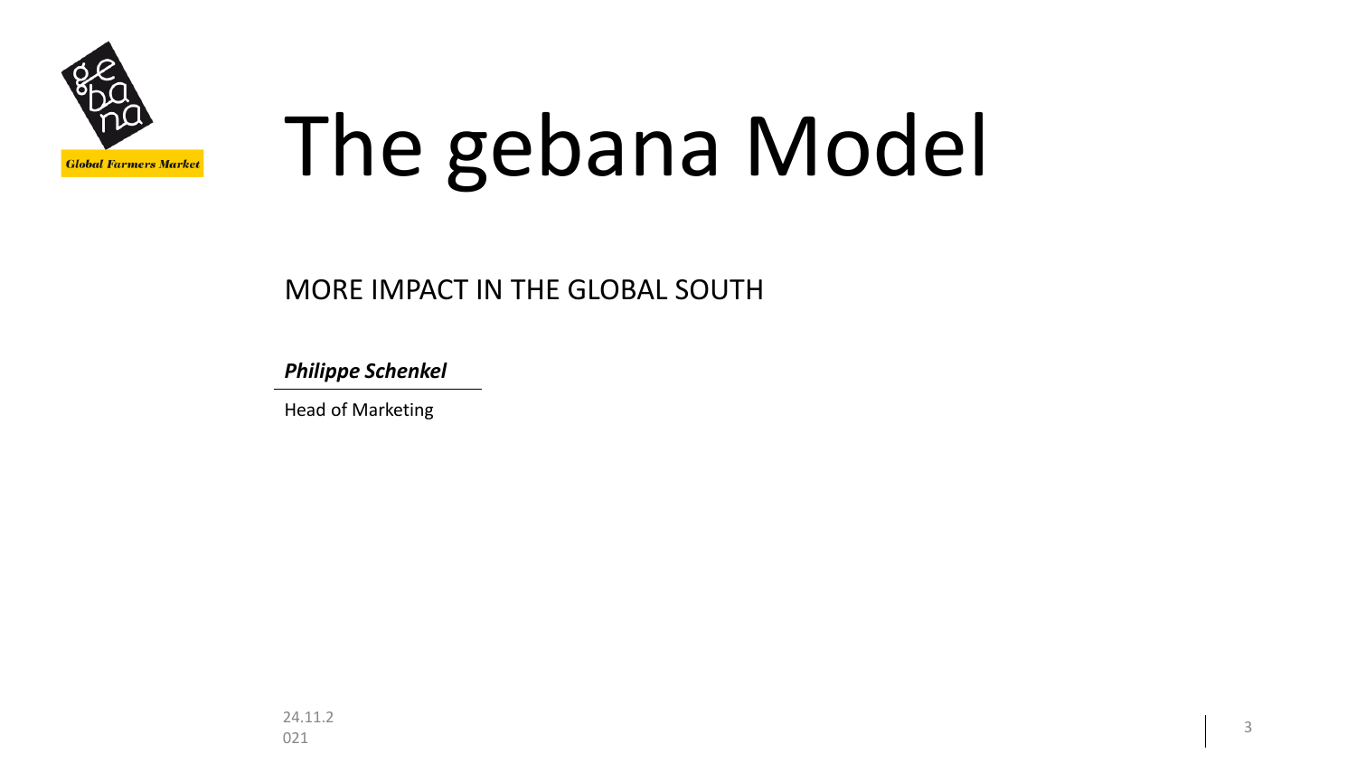# The gebana Model

MORE IMPACT IN THE GLOBAL SOUTH

***Philippe Schenkel***

Head of Marketing

24.11.2021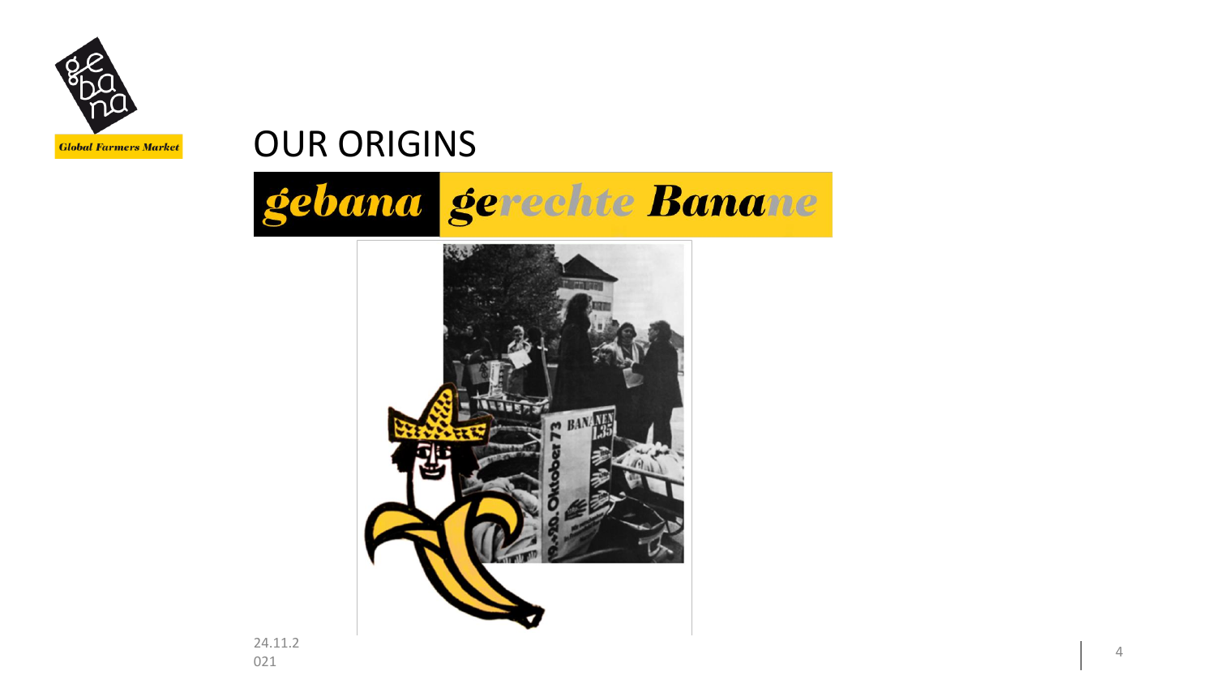# OUR ORIGINS

***gebana*** ***gerechte Banane***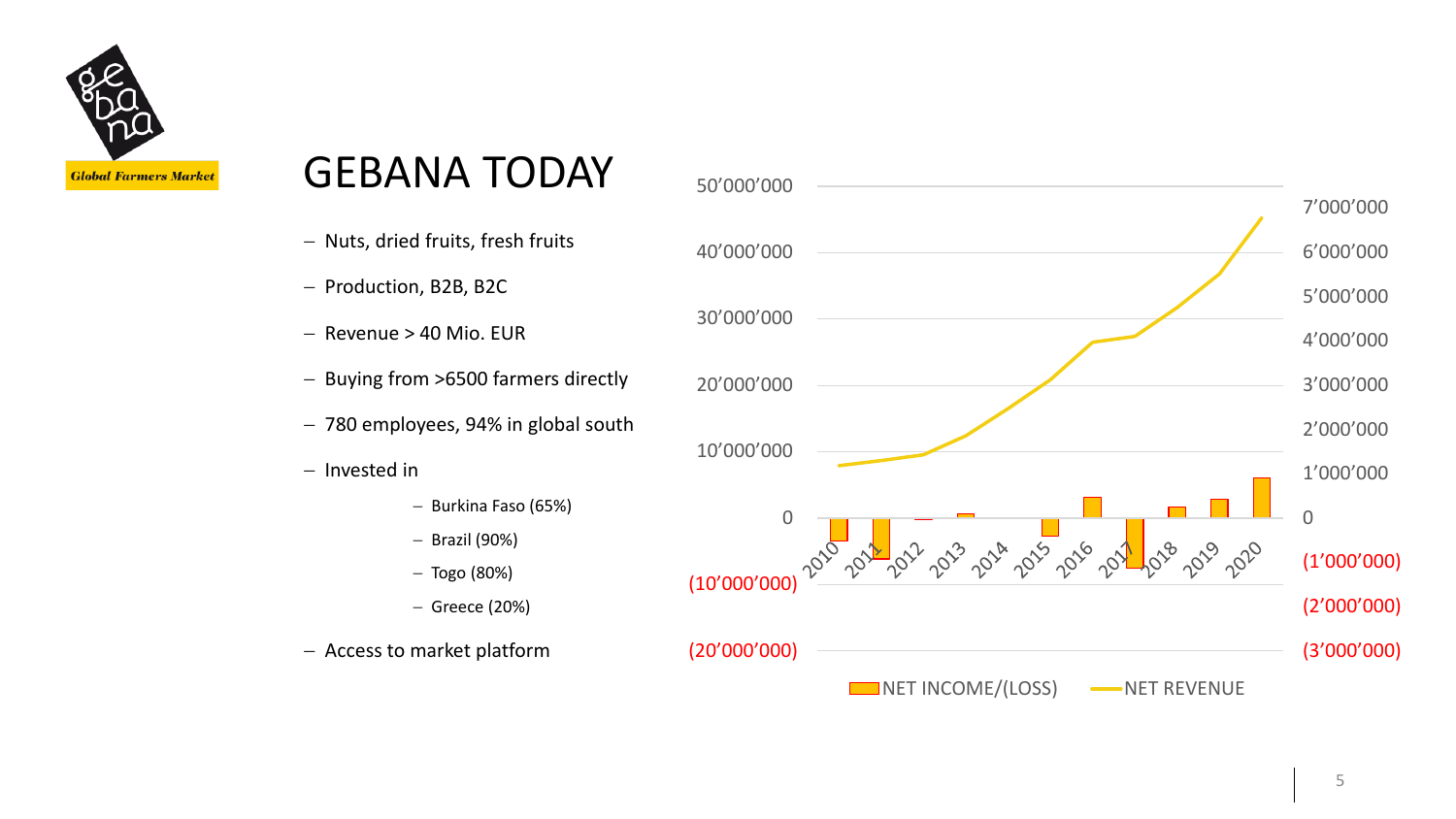# GEBANA TODAY

- Nuts, dried fruits, fresh fruits
- Production, B2B, B2C
- Revenue > 40 Mio. EUR
- Buying from >6500 farmers directly
- 780 employees, 94% in global south
- Invested in
  - Burkina Faso (65%)
  - Brazil (90%)
  - Togo (80%)
  - Greece (20%)
- Access to market platform

NET INCOME/(LOSS) — NET REVENUE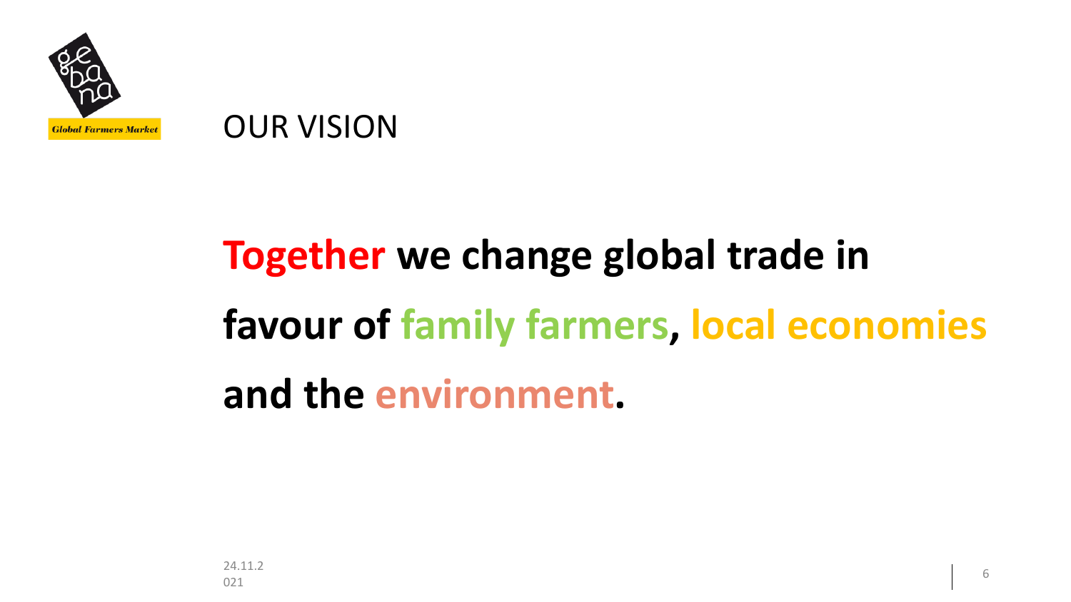# OUR VISION

**Together we change global trade in favour of family farmers, local economies and the environment.**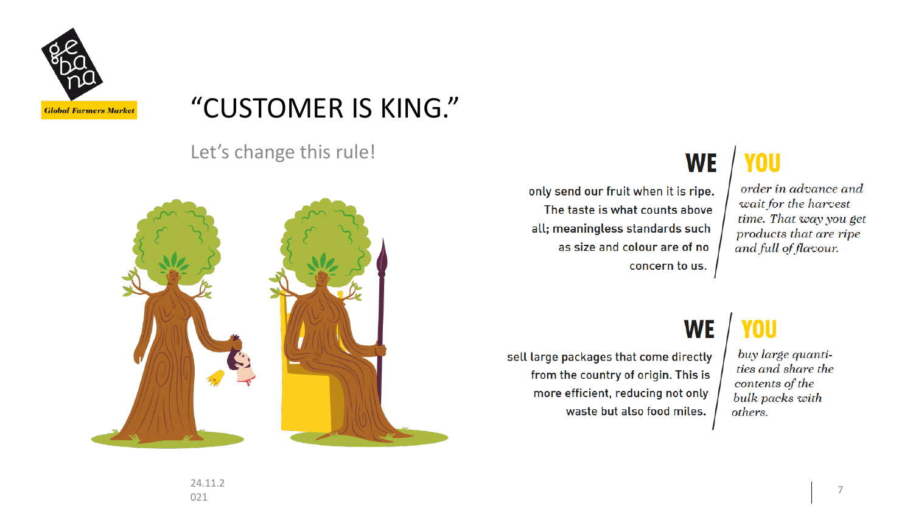Global Farmers Market

# "CUSTOMER IS KING."

Let's change this rule!

## WE / YOU

**WE** only send our fruit when it is **ripe.** The taste is what counts above all; **meaningless** standards such as size and colour are of no concern to us.

**YOU** *order in advance and wait for the harvest time. That way you get products that are ripe and full of flavour.*

## WE / YOU

**WE** sell large packages that come directly from the country of origin. This is more efficient, reducing not only waste but also food miles.

**YOU** *buy large quantities and share the contents of the bulk packs with others.*

24.11.2021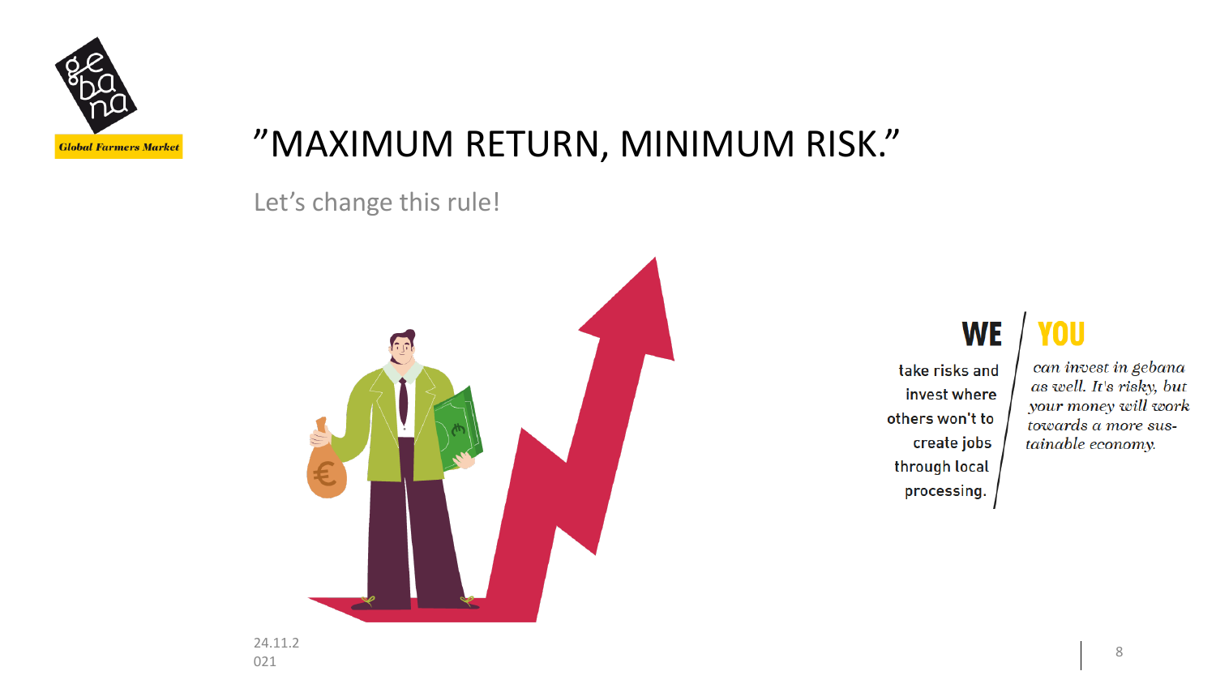# ”MAXIMUM RETURN, MINIMUM RISK.”

Let’s change this rule!

**WE**

take risks and invest where others won't to create jobs through local processing.

**YOU**

*can invest in gebana as well. It's risky, but your money will work towards a more sustainable economy.*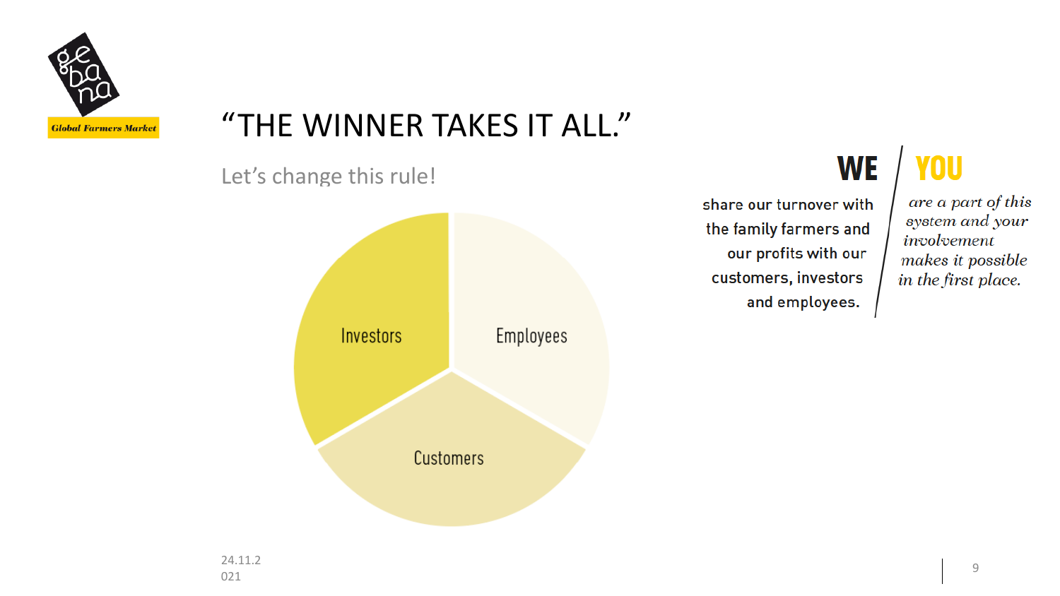Global Farmers Market

# "THE WINNER TAKES IT ALL."

Let's change this rule!

Investors

Employees

Customers

**WE**

share our turnover with the family farmers and our profits with our customers, investors and employees.

**YOU**

*are a part of this system and your involvement makes it possible in the first place.*

24.11.2021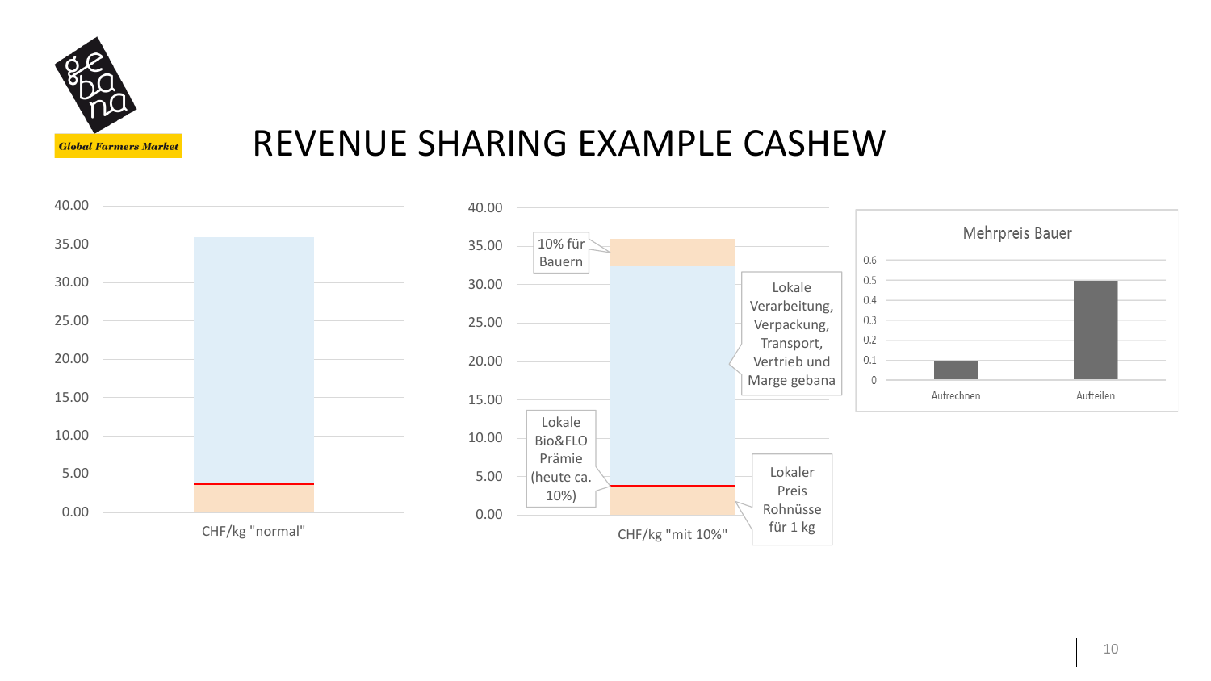Global Farmers Market

# REVENUE SHARING EXAMPLE CASHEW

40.00
35.00
30.00
25.00
20.00
15.00
10.00
5.00
0.00

CHF/kg "normal"

40.00
35.00
30.00
25.00
20.00
15.00
10.00
5.00
0.00

10% für Bauern

Lokale Verarbeitung, Verpackung, Transport, Vertrieb und Marge gebana

Lokale Bio&FLO Prämie (heute ca. 10%)

Lokaler Preis Rohnüsse für 1 kg

CHF/kg "mit 10%"

Mehrpreis Bauer

0.6
0.5
0.4
0.3
0.2
0.1
0

Aufrechnen

Aufteilen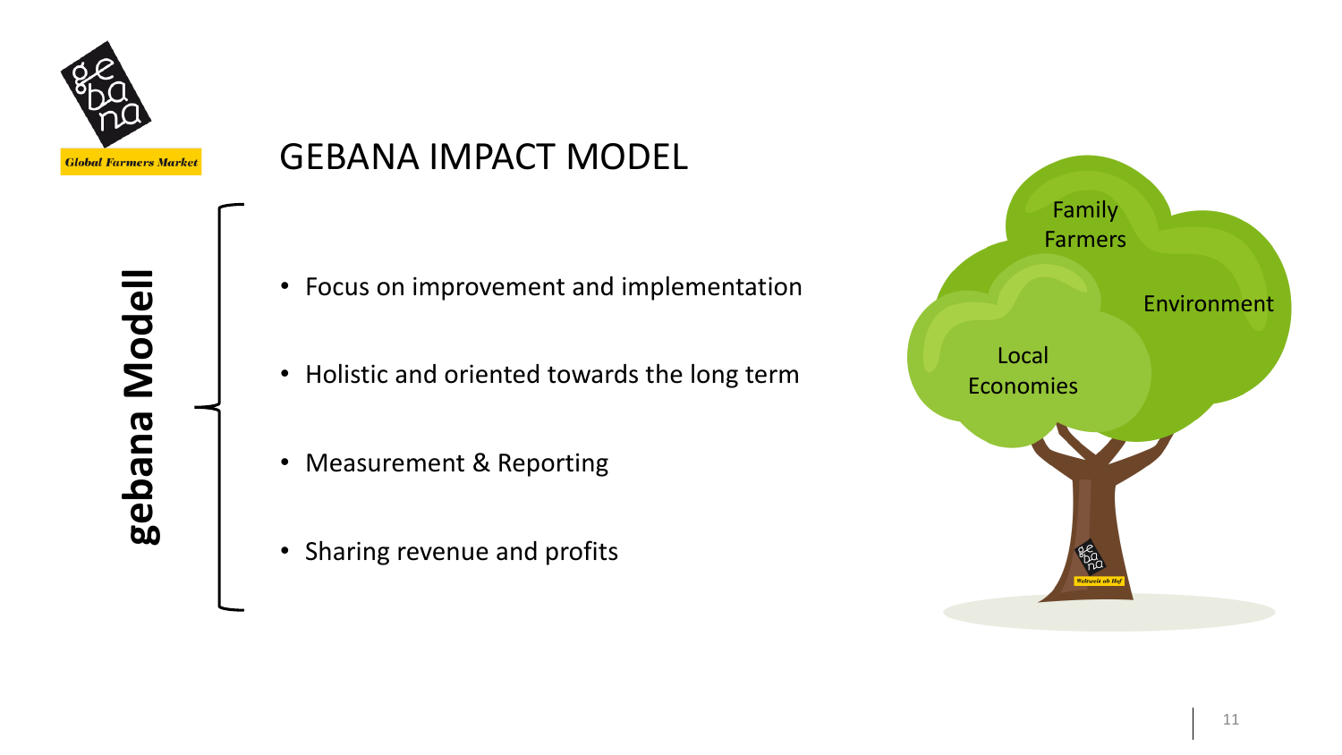Global Farmers Market

# GEBANA IMPACT MODEL

**gebana Modell**

- Focus on improvement and implementation
- Holistic and oriented towards the long term
- Measurement & Reporting
- Sharing revenue and profits

Family Farmers

Environment

Local Economies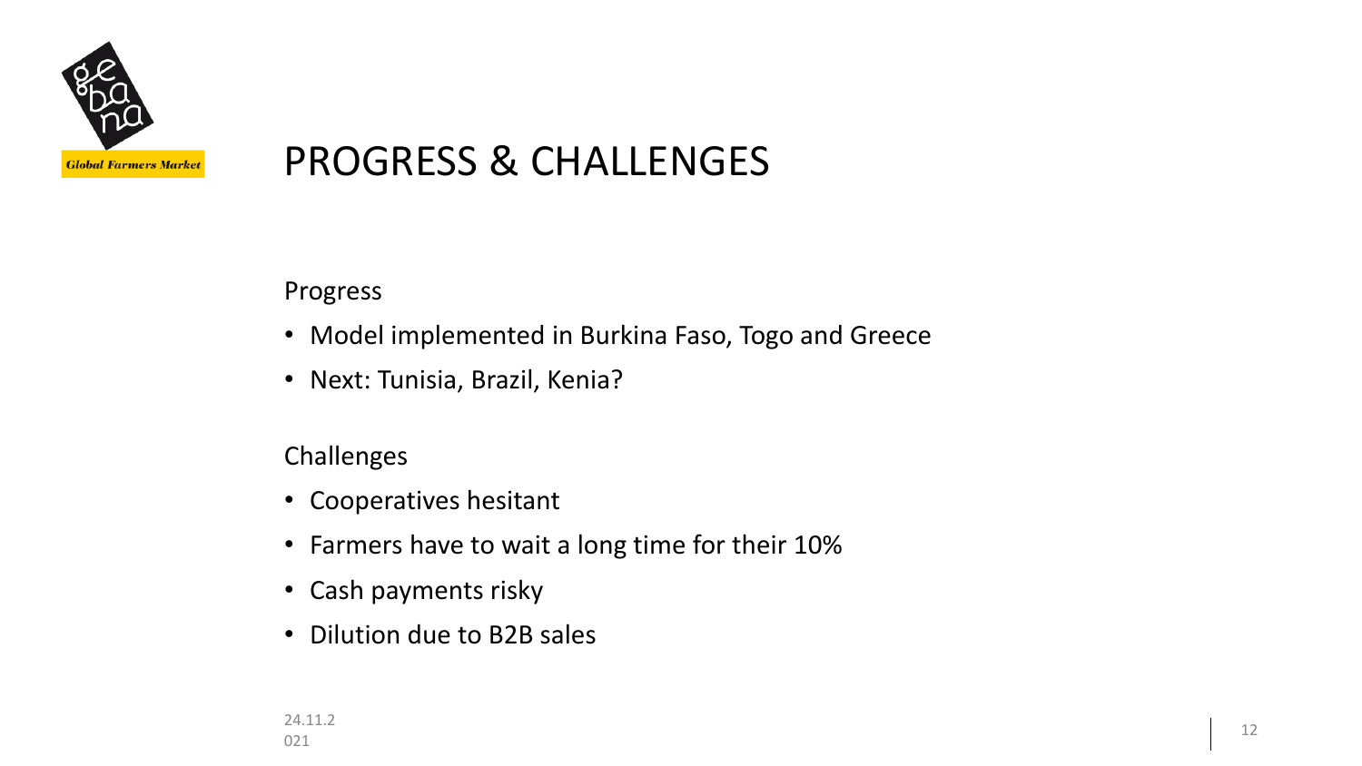# PROGRESS & CHALLENGES

Progress

- Model implemented in Burkina Faso, Togo and Greece
- Next: Tunisia, Brazil, Kenia?

Challenges

- Cooperatives hesitant
- Farmers have to wait a long time for their 10%
- Cash payments risky
- Dilution due to B2B sales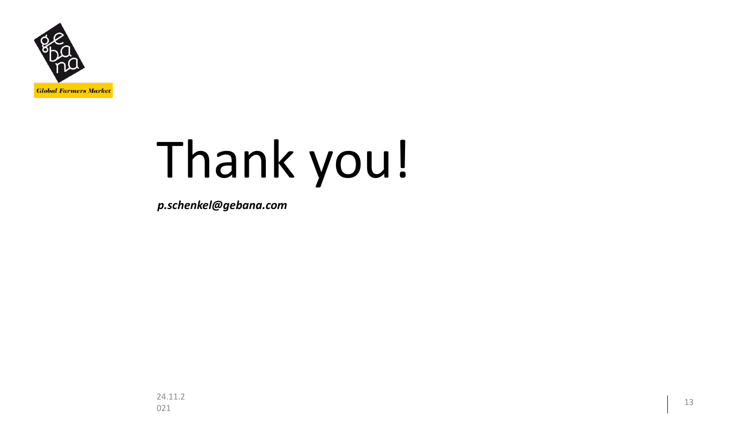# Thank you!

***p.schenkel@gebana.com***

24.11.2021